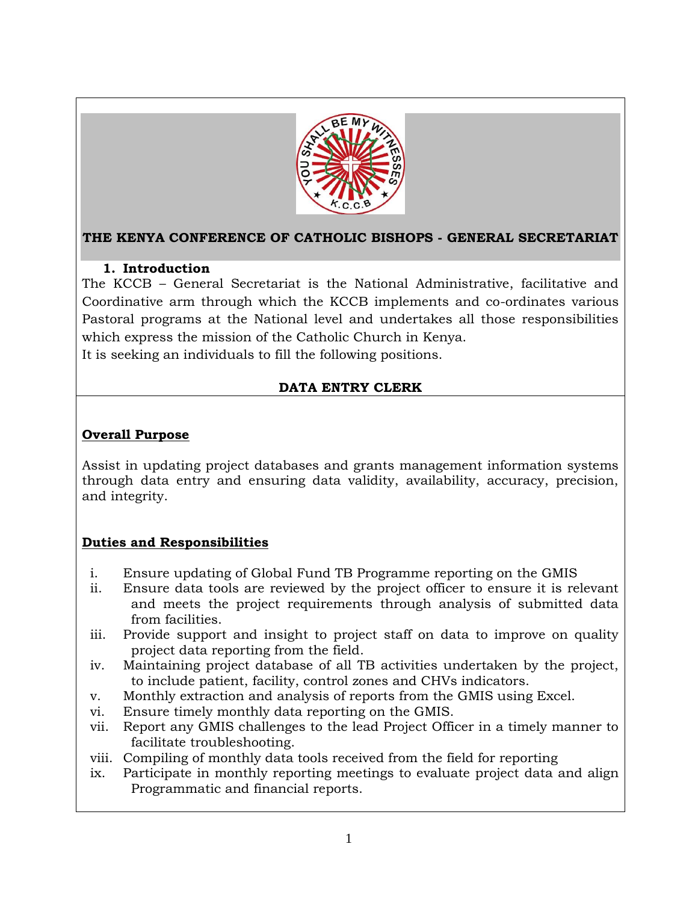# THE KENYA CONFERENCE OF CATHOLIC BISHOPS - GENERAL SECRETARIAT

## 1. Introduction

The KCCB – General Secretariat is the National Administrative, facilitative and Coordinative arm through which the KCCB implements and co-ordinates various Pastoral programs at the National level and undertakes all those responsibilities which express the mission of the Catholic Church in Kenya.
It is seeking an individuals to fill the following positions.

## DATA ENTRY CLERK

### Overall Purpose

Assist in updating project databases and grants management information systems through data entry and ensuring data validity, availability, accuracy, precision, and integrity.

### Duties and Responsibilities

i. Ensure updating of Global Fund TB Programme reporting on the GMIS
ii. Ensure data tools are reviewed by the project officer to ensure it is relevant and meets the project requirements through analysis of submitted data from facilities.
iii. Provide support and insight to project staff on data to improve on quality project data reporting from the field.
iv. Maintaining project database of all TB activities undertaken by the project, to include patient, facility, control zones and CHVs indicators.
v. Monthly extraction and analysis of reports from the GMIS using Excel.
vi. Ensure timely monthly data reporting on the GMIS.
vii. Report any GMIS challenges to the lead Project Officer in a timely manner to facilitate troubleshooting.
viii. Compiling of monthly data tools received from the field for reporting
ix. Participate in monthly reporting meetings to evaluate project data and align Programmatic and financial reports.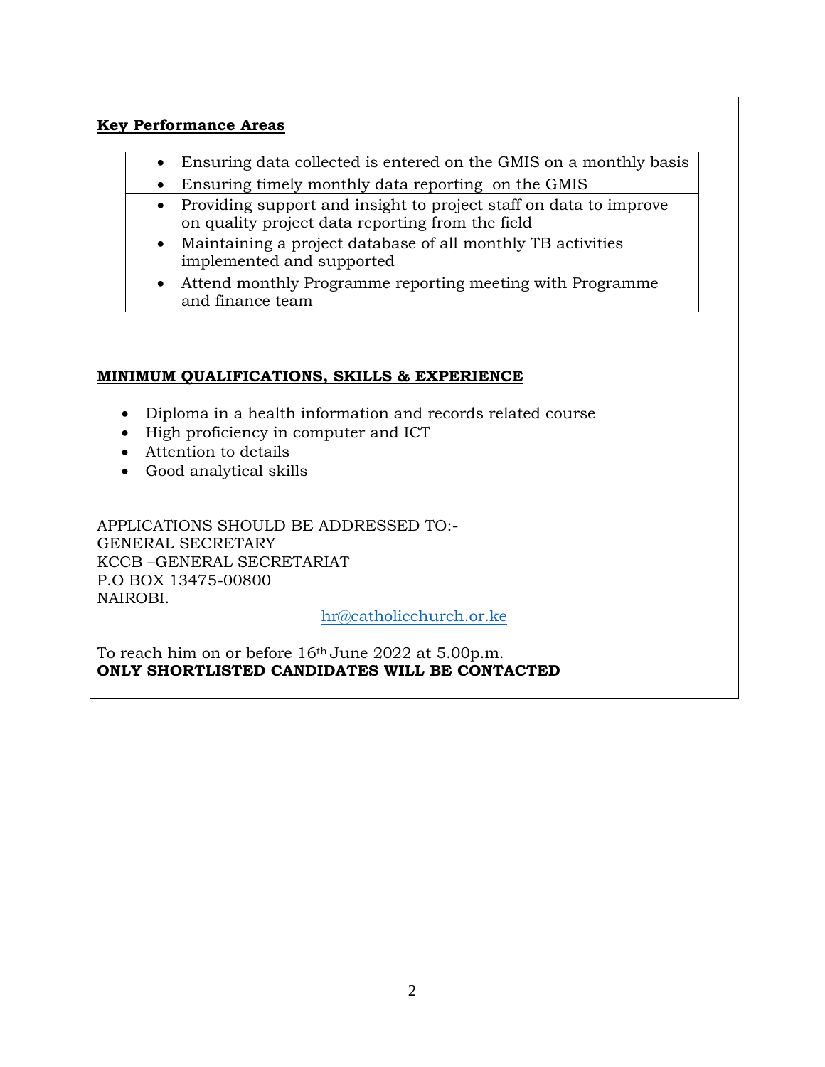**Key Performance Areas**

| |
|---|
| • Ensuring data collected is entered on the GMIS on a monthly basis |
| • Ensuring timely monthly data reporting on the GMIS |
| • Providing support and insight to project staff on data to improve on quality project data reporting from the field |
| • Maintaining a project database of all monthly TB activities implemented and supported |
| • Attend monthly Programme reporting meeting with Programme and finance team |

**MINIMUM QUALIFICATIONS, SKILLS & EXPERIENCE**

- Diploma in a health information and records related course
- High proficiency in computer and ICT
- Attention to details
- Good analytical skills

APPLICATIONS SHOULD BE ADDRESSED TO:-
GENERAL SECRETARY
KCCB –GENERAL SECRETARIAT
P.O BOX 13475-00800
NAIROBI.

hr@catholicchurch.or.ke

To reach him on or before 16th June 2022 at 5.00p.m.
**ONLY SHORTLISTED CANDIDATES WILL BE CONTACTED**